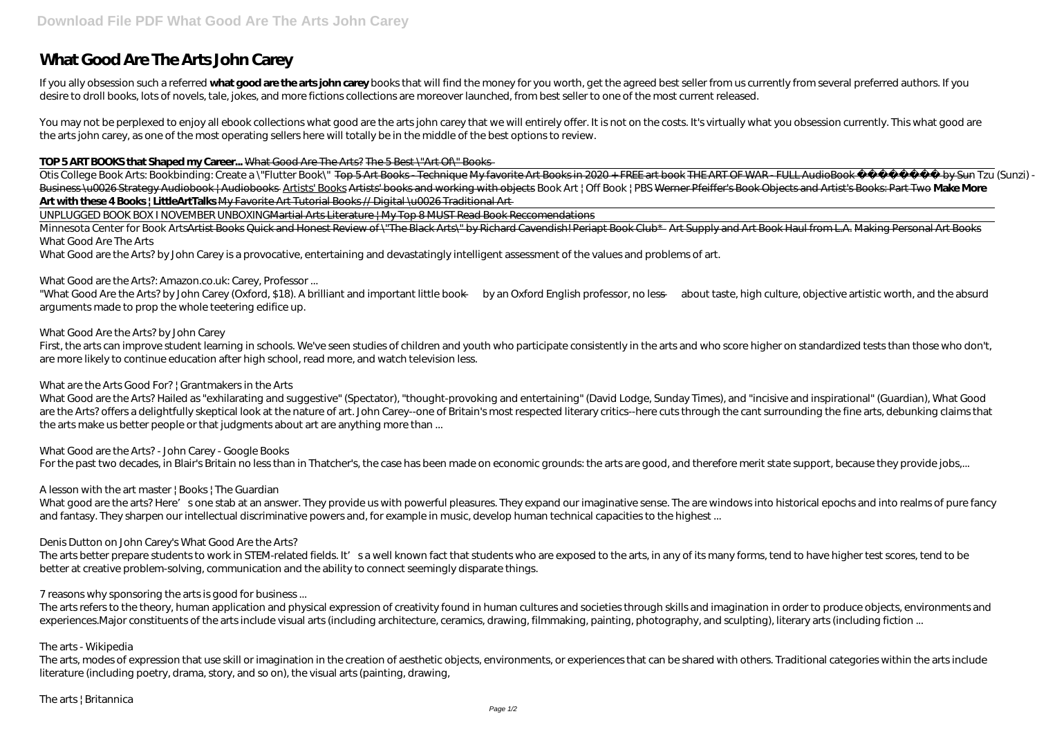# What Good Are The Arts John Carey

If you ally obsession such a referred **what good are the arts john carey** books that will find the money for you worth, get the agreed best seller from us currently from several preferred authors. If you desire to droll books, lots of novels, tale, jokes, and more fictions collections are moreover launched, from best seller to one of the most current released.

You may not be perplexed to enjoy all ebook collections what good are the arts john carey that we will entirely offer. It is not on the costs. It's virtually what you obsession currently. This what good are the arts john carey, as one of the most operating sellers here will totally be in the middle of the best options to review.

**TOP 5 ART BOOKS that Shaped my Career...** ~~What Good Are The Arts?~~ ~~The 5 Best \"Art Of\" Books~~

Otis College Book Arts: Bookbinding: Create a \"Flutter Book\" ~~Top 5 Art Books - Technique~~ ~~My favorite Art Books in 2020 + FREE art book~~ ~~THE ART OF WAR - FULL AudioBook by Sun Tzu (Sunzi) - Business \u0026 Strategy Audiobook | Audiobooks~~ Artists' Books ~~Artists' books and working with objects~~ *Book Art | Off Book | PBS* ~~Werner Pfeiffer's Book Objects and Artist's Books: Part Two~~ **Make More Art with these 4 Books | LittleArtTalks** ~~My Favorite Art Tutorial Books // Digital \u0026 Traditional Art~~

UNPLUGGED BOOK BOX I NOVEMBER UNBOXING~~Martial Arts Literature | My Top 8 MUST Read Book Reccomendations~~

Minnesota Center for Book Arts~~Artist Books~~ ~~Quick and Honest Review of \"The Black Arts\" by Richard Cavendish! Periapt Book Club*~~ ~~Art Supply and Art Book Haul from L.A.~~ ~~Making Personal Art Books~~

*What Good Are The Arts*

What Good are the Arts? by John Carey is a provocative, entertaining and devastatingly intelligent assessment of the values and problems of art.

*What Good are the Arts?: Amazon.co.uk: Carey, Professor ...*

"What Good Are the Arts? by John Carey (Oxford, $18). A brilliant and important little book — by an Oxford English professor, no less — about taste, high culture, objective artistic worth, and the absurd arguments made to prop the whole teetering edifice up.

*What Good Are the Arts? by John Carey*

First, the arts can improve student learning in schools. We've seen studies of children and youth who participate consistently in the arts and who score higher on standardized tests than those who don't, are more likely to continue education after high school, read more, and watch television less.

*What are the Arts Good For? | Grantmakers in the Arts*

What Good are the Arts? Hailed as "exhilarating and suggestive" (Spectator), "thought-provoking and entertaining" (David Lodge, Sunday Times), and "incisive and inspirational" (Guardian), What Good are the Arts? offers a delightfully skeptical look at the nature of art. John Carey--one of Britain's most respected literary critics--here cuts through the cant surrounding the fine arts, debunking claims that the arts make us better people or that judgments about art are anything more than ...

*What Good are the Arts? - John Carey - Google Books*

For the past two decades, in Blair's Britain no less than in Thatcher's, the case has been made on economic grounds: the arts are good, and therefore merit state support, because they provide jobs,...

*A lesson with the art master | Books | The Guardian*

What good are the arts? Here's one stab at an answer. They provide us with powerful pleasures. They expand our imaginative sense. The are windows into historical epochs and into realms of pure fancy and fantasy. They sharpen our intellectual discriminative powers and, for example in music, develop human technical capacities to the highest ...

*Denis Dutton on John Carey's What Good Are the Arts?*

The arts better prepare students to work in STEM-related fields. It's a well known fact that students who are exposed to the arts, in any of its many forms, tend to have higher test scores, tend to be better at creative problem-solving, communication and the ability to connect seemingly disparate things.

*7 reasons why sponsoring the arts is good for business ...*

The arts refers to the theory, human application and physical expression of creativity found in human cultures and societies through skills and imagination in order to produce objects, environments and experiences.Major constituents of the arts include visual arts (including architecture, ceramics, drawing, filmmaking, painting, photography, and sculpting), literary arts (including fiction ...

*The arts - Wikipedia*

The arts, modes of expression that use skill or imagination in the creation of aesthetic objects, environments, or experiences that can be shared with others. Traditional categories within the arts include literature (including poetry, drama, story, and so on), the visual arts (painting, drawing,

*The arts | Britannica*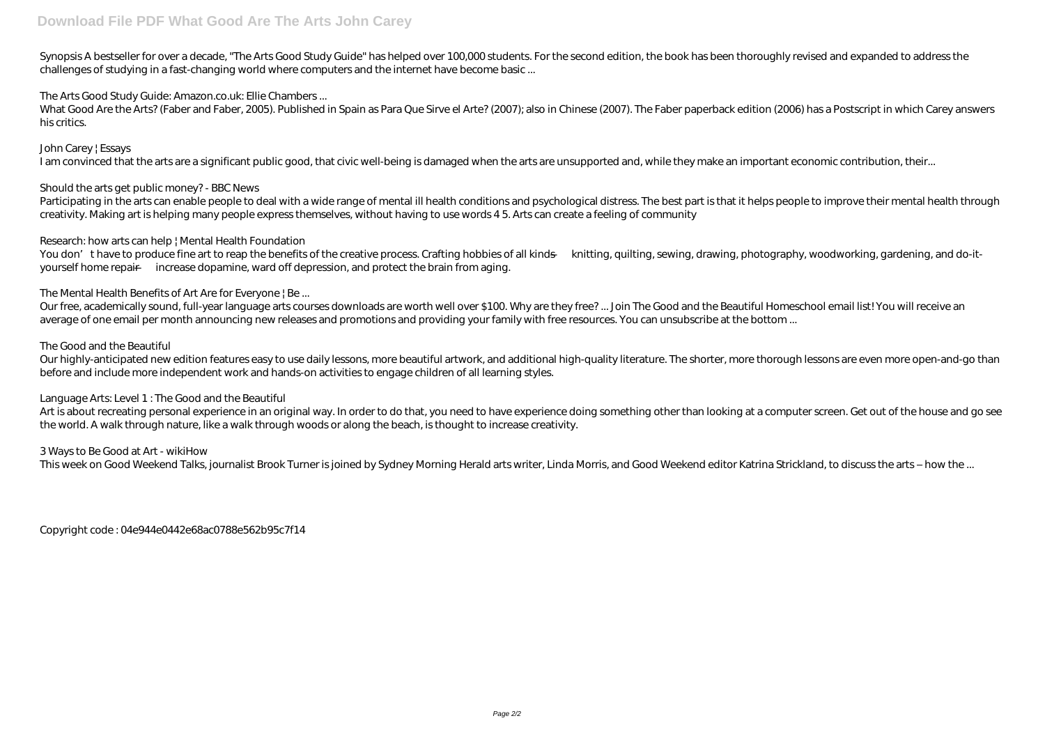Synopsis A bestseller for over a decade, "The Arts Good Study Guide" has helped over 100,000 students. For the second edition, the book has been thoroughly revised and expanded to address the challenges of studying in a fast-changing world where computers and the internet have become basic ...

*The Arts Good Study Guide: Amazon.co.uk: Ellie Chambers ...*

What Good Are the Arts? (Faber and Faber, 2005). Published in Spain as Para Que Sirve el Arte? (2007); also in Chinese (2007). The Faber paperback edition (2006) has a Postscript in which Carey answers his critics.

*John Carey | Essays*

I am convinced that the arts are a significant public good, that civic well-being is damaged when the arts are unsupported and, while they make an important economic contribution, their...

*Should the arts get public money? - BBC News*

Participating in the arts can enable people to deal with a wide range of mental ill health conditions and psychological distress. The best part is that it helps people to improve their mental health through creativity. Making art is helping many people express themselves, without having to use words 4 5. Arts can create a feeling of community

*Research: how arts can help | Mental Health Foundation*

You don't have to produce fine art to reap the benefits of the creative process. Crafting hobbies of all kinds — knitting, quilting, sewing, drawing, photography, woodworking, gardening, and do-it-yourself home repair — increase dopamine, ward off depression, and protect the brain from aging.

*The Mental Health Benefits of Art Are for Everyone | Be ...*

Our free, academically sound, full-year language arts courses downloads are worth well over $100. Why are they free? ... Join The Good and the Beautiful Homeschool email list! You will receive an average of one email per month announcing new releases and promotions and providing your family with free resources. You can unsubscribe at the bottom ...

*The Good and the Beautiful*

Our highly-anticipated new edition features easy to use daily lessons, more beautiful artwork, and additional high-quality literature. The shorter, more thorough lessons are even more open-and-go than before and include more independent work and hands-on activities to engage children of all learning styles.

*Language Arts: Level 1 : The Good and the Beautiful*

Art is about recreating personal experience in an original way. In order to do that, you need to have experience doing something other than looking at a computer screen. Get out of the house and go see the world. A walk through nature, like a walk through woods or along the beach, is thought to increase creativity.

*3 Ways to Be Good at Art - wikiHow*

This week on Good Weekend Talks, journalist Brook Turner is joined by Sydney Morning Herald arts writer, Linda Morris, and Good Weekend editor Katrina Strickland, to discuss the arts – how the ...

Copyright code : 04e944e0442e68ac0788e562b95c7f14